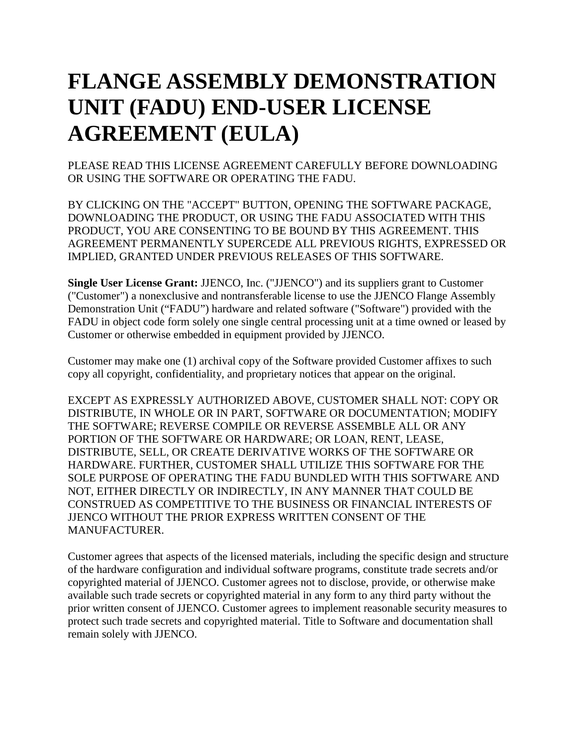# FLANGE ASSEMBLY DEMONSTRATION UNIT (FADU) END-USER LICENSE AGREEMENT (EULA)

PLEASE READ THIS LICENSE AGREEMENT CAREFULLY BEFORE DOWNLOADING OR USING THE SOFTWARE OR OPERATING THE FADU.

BY CLICKING ON THE "ACCEPT" BUTTON, OPENING THE SOFTWARE PACKAGE, DOWNLOADING THE PRODUCT, OR USING THE FADU ASSOCIATED WITH THIS PRODUCT, YOU ARE CONSENTING TO BE BOUND BY THIS AGREEMENT. THIS AGREEMENT PERMANENTLY SUPERCEDE ALL PREVIOUS RIGHTS, EXPRESSED OR IMPLIED, GRANTED UNDER PREVIOUS RELEASES OF THIS SOFTWARE.

**Single User License Grant:** JJENCO, Inc. ("JJENCO") and its suppliers grant to Customer ("Customer") a nonexclusive and nontransferable license to use the JJENCO Flange Assembly Demonstration Unit ("FADU") hardware and related software ("Software") provided with the FADU in object code form solely one single central processing unit at a time owned or leased by Customer or otherwise embedded in equipment provided by JJENCO.

Customer may make one (1) archival copy of the Software provided Customer affixes to such copy all copyright, confidentiality, and proprietary notices that appear on the original.

EXCEPT AS EXPRESSLY AUTHORIZED ABOVE, CUSTOMER SHALL NOT: COPY OR DISTRIBUTE, IN WHOLE OR IN PART, SOFTWARE OR DOCUMENTATION; MODIFY THE SOFTWARE; REVERSE COMPILE OR REVERSE ASSEMBLE ALL OR ANY PORTION OF THE SOFTWARE OR HARDWARE; OR LOAN, RENT, LEASE, DISTRIBUTE, SELL, OR CREATE DERIVATIVE WORKS OF THE SOFTWARE OR HARDWARE. FURTHER, CUSTOMER SHALL UTILIZE THIS SOFTWARE FOR THE SOLE PURPOSE OF OPERATING THE FADU BUNDLED WITH THIS SOFTWARE AND NOT, EITHER DIRECTLY OR INDIRECTLY, IN ANY MANNER THAT COULD BE CONSTRUED AS COMPETITIVE TO THE BUSINESS OR FINANCIAL INTERESTS OF JJENCO WITHOUT THE PRIOR EXPRESS WRITTEN CONSENT OF THE MANUFACTURER.

Customer agrees that aspects of the licensed materials, including the specific design and structure of the hardware configuration and individual software programs, constitute trade secrets and/or copyrighted material of JJENCO. Customer agrees not to disclose, provide, or otherwise make available such trade secrets or copyrighted material in any form to any third party without the prior written consent of JJENCO. Customer agrees to implement reasonable security measures to protect such trade secrets and copyrighted material. Title to Software and documentation shall remain solely with JJENCO.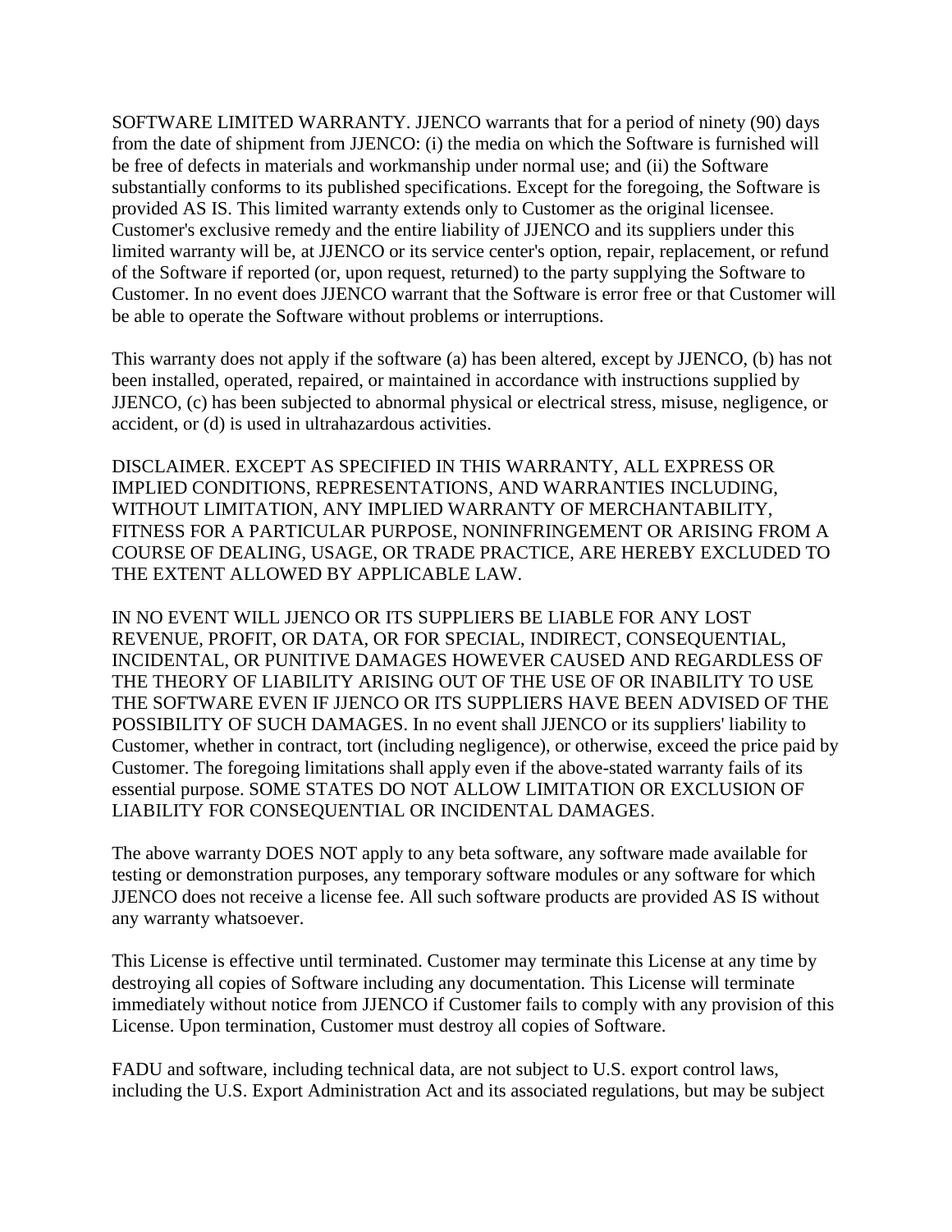SOFTWARE LIMITED WARRANTY. JJENCO warrants that for a period of ninety (90) days from the date of shipment from JJENCO: (i) the media on which the Software is furnished will be free of defects in materials and workmanship under normal use; and (ii) the Software substantially conforms to its published specifications. Except for the foregoing, the Software is provided AS IS. This limited warranty extends only to Customer as the original licensee. Customer's exclusive remedy and the entire liability of JJENCO and its suppliers under this limited warranty will be, at JJENCO or its service center's option, repair, replacement, or refund of the Software if reported (or, upon request, returned) to the party supplying the Software to Customer. In no event does JJENCO warrant that the Software is error free or that Customer will be able to operate the Software without problems or interruptions.

This warranty does not apply if the software (a) has been altered, except by JJENCO, (b) has not been installed, operated, repaired, or maintained in accordance with instructions supplied by JJENCO, (c) has been subjected to abnormal physical or electrical stress, misuse, negligence, or accident, or (d) is used in ultrahazardous activities.

DISCLAIMER. EXCEPT AS SPECIFIED IN THIS WARRANTY, ALL EXPRESS OR IMPLIED CONDITIONS, REPRESENTATIONS, AND WARRANTIES INCLUDING, WITHOUT LIMITATION, ANY IMPLIED WARRANTY OF MERCHANTABILITY, FITNESS FOR A PARTICULAR PURPOSE, NONINFRINGEMENT OR ARISING FROM A COURSE OF DEALING, USAGE, OR TRADE PRACTICE, ARE HEREBY EXCLUDED TO THE EXTENT ALLOWED BY APPLICABLE LAW.

IN NO EVENT WILL JJENCO OR ITS SUPPLIERS BE LIABLE FOR ANY LOST REVENUE, PROFIT, OR DATA, OR FOR SPECIAL, INDIRECT, CONSEQUENTIAL, INCIDENTAL, OR PUNITIVE DAMAGES HOWEVER CAUSED AND REGARDLESS OF THE THEORY OF LIABILITY ARISING OUT OF THE USE OF OR INABILITY TO USE THE SOFTWARE EVEN IF JJENCO OR ITS SUPPLIERS HAVE BEEN ADVISED OF THE POSSIBILITY OF SUCH DAMAGES. In no event shall JJENCO or its suppliers' liability to Customer, whether in contract, tort (including negligence), or otherwise, exceed the price paid by Customer. The foregoing limitations shall apply even if the above-stated warranty fails of its essential purpose. SOME STATES DO NOT ALLOW LIMITATION OR EXCLUSION OF LIABILITY FOR CONSEQUENTIAL OR INCIDENTAL DAMAGES.

The above warranty DOES NOT apply to any beta software, any software made available for testing or demonstration purposes, any temporary software modules or any software for which JJENCO does not receive a license fee. All such software products are provided AS IS without any warranty whatsoever.

This License is effective until terminated. Customer may terminate this License at any time by destroying all copies of Software including any documentation. This License will terminate immediately without notice from JJENCO if Customer fails to comply with any provision of this License. Upon termination, Customer must destroy all copies of Software.

FADU and software, including technical data, are not subject to U.S. export control laws, including the U.S. Export Administration Act and its associated regulations, but may be subject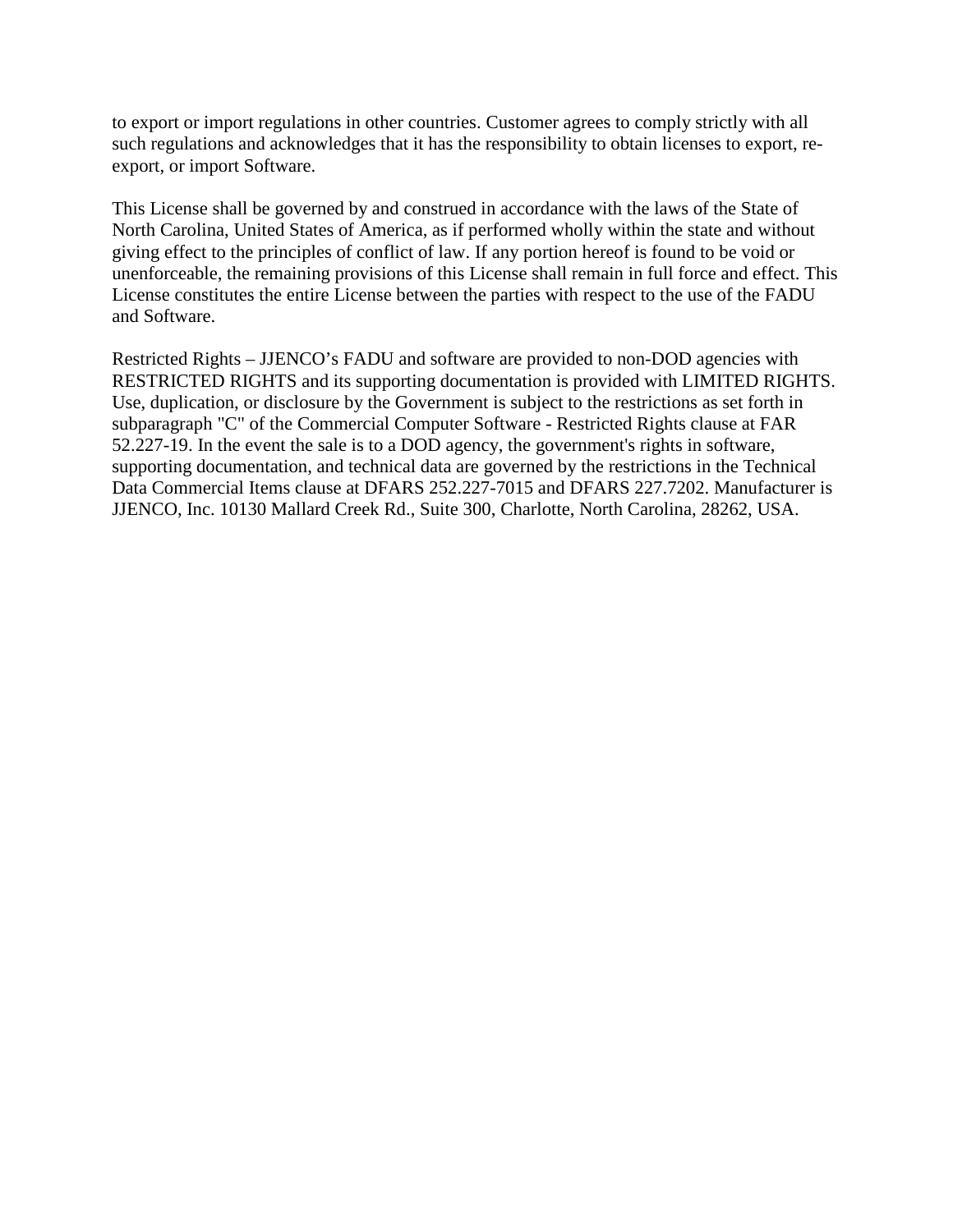to export or import regulations in other countries. Customer agrees to comply strictly with all such regulations and acknowledges that it has the responsibility to obtain licenses to export, re-export, or import Software.

This License shall be governed by and construed in accordance with the laws of the State of North Carolina, United States of America, as if performed wholly within the state and without giving effect to the principles of conflict of law. If any portion hereof is found to be void or unenforceable, the remaining provisions of this License shall remain in full force and effect. This License constitutes the entire License between the parties with respect to the use of the FADU and Software.

Restricted Rights – JJENCO's FADU and software are provided to non-DOD agencies with RESTRICTED RIGHTS and its supporting documentation is provided with LIMITED RIGHTS. Use, duplication, or disclosure by the Government is subject to the restrictions as set forth in subparagraph "C" of the Commercial Computer Software - Restricted Rights clause at FAR 52.227-19. In the event the sale is to a DOD agency, the government's rights in software, supporting documentation, and technical data are governed by the restrictions in the Technical Data Commercial Items clause at DFARS 252.227-7015 and DFARS 227.7202. Manufacturer is JJENCO, Inc. 10130 Mallard Creek Rd., Suite 300, Charlotte, North Carolina, 28262, USA.